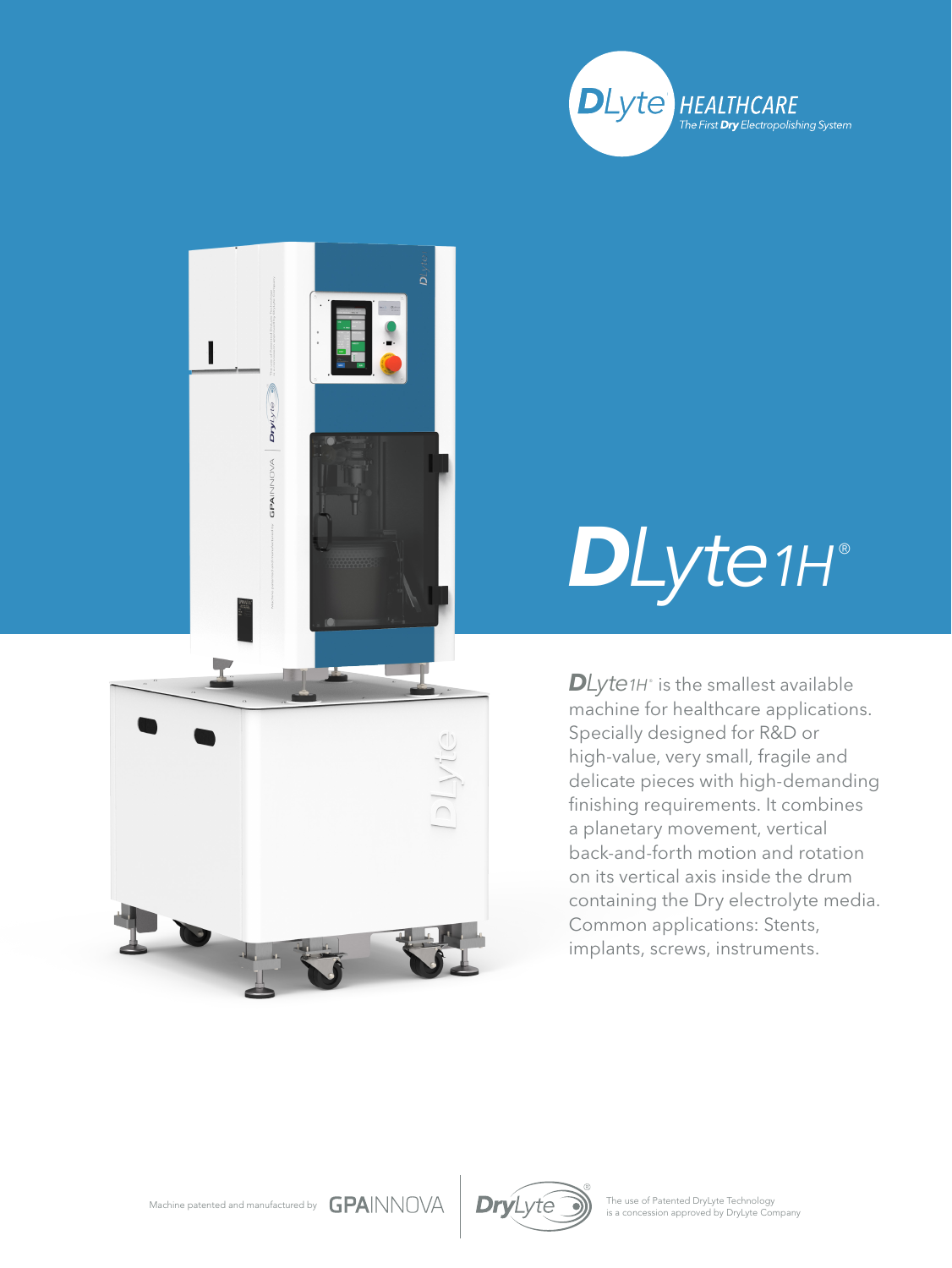**DLyte** HEALTHCARE
*The First **Dry** Electropolishing System*

# DLyte1H®

**DLyte1H**® is the smallest available machine for healthcare applications. Specially designed for R&D or high-value, very small, fragile and delicate pieces with high-demanding finishing requirements. It combines a planetary movement, vertical back-and-forth motion and rotation on its vertical axis inside the drum containing the Dry electrolyte media. Common applications: Stents, implants, screws, instruments.

Machine patented and manufactured by GPAINNOVA | DryLyte®

The use of Patented DryLyte Technology is a concession approved by DryLyte Company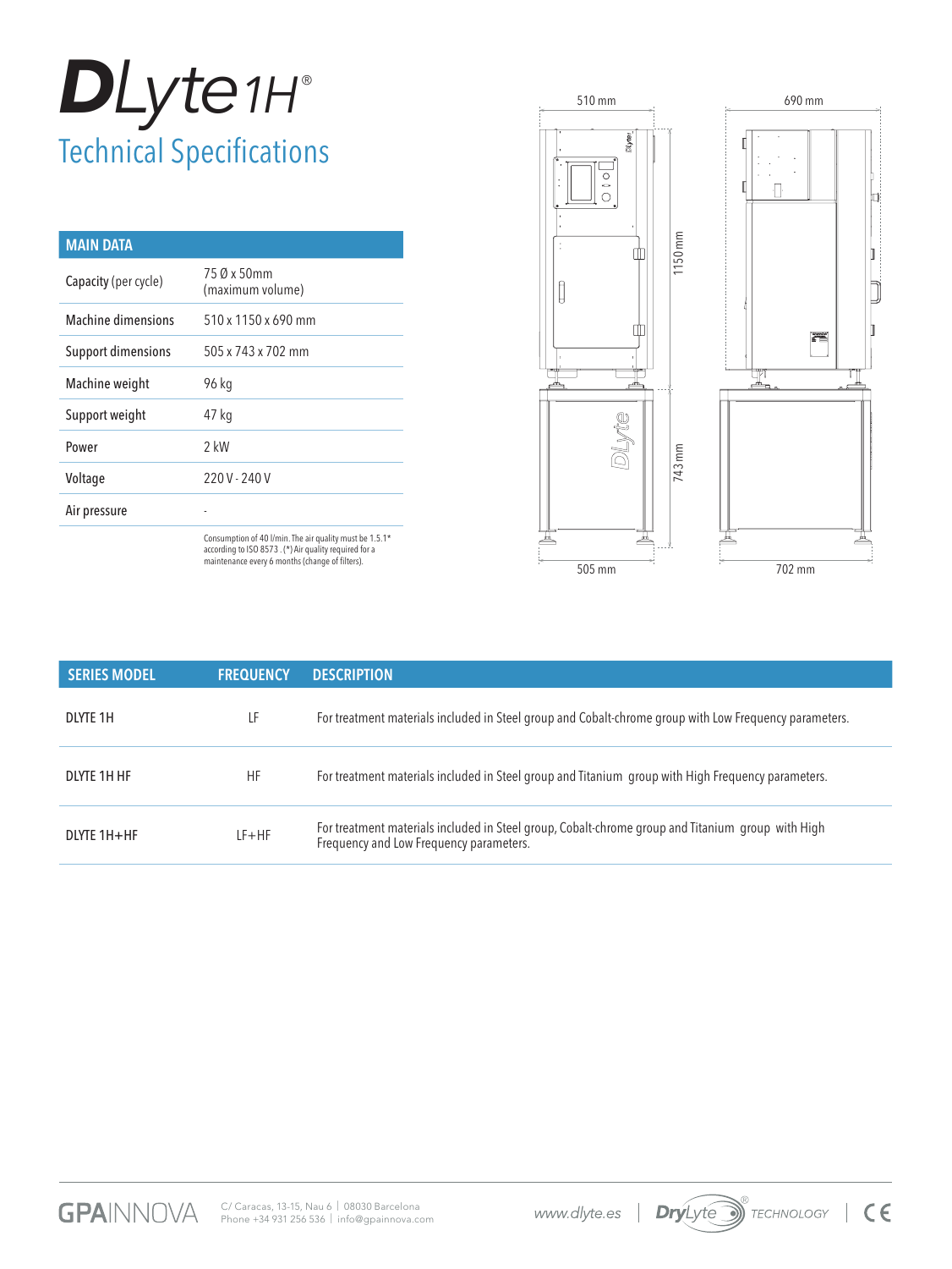# DLyte 1H®

## Technical Specifications

| MAIN DATA | |
|---|---|
| Capacity (per cycle) | 75 Ø x 50mm (maximum volume) |
| Machine dimensions | 510 x 1150 x 690 mm |
| Support dimensions | 505 x 743 x 702 mm |
| Machine weight | 96 kg |
| Support weight | 47 kg |
| Power | 2 kW |
| Voltage | 220 V - 240 V |
| Air pressure | - |
| | Consumption of 40 l/min. The air quality must be 1.5.1* according to ISO 8573 . (*) Air quality required for a maintenance every 6 months (change of filters). |

510 mm
690 mm
1150 mm
743 mm
505 mm
702 mm

| SERIES MODEL | FREQUENCY | DESCRIPTION |
|---|---|---|
| DLYTE 1H | LF | For treatment materials included in Steel group and Cobalt-chrome group with Low Frequency parameters. |
| DLYTE 1H HF | HF | For treatment materials included in Steel group and Titanium group with High Frequency parameters. |
| DLYTE 1H+HF | LF+HF | For treatment materials included in Steel group, Cobalt-chrome group and Titanium group with High Frequency and Low Frequency parameters. |

GPAINNOVA C/ Caracas, 13-15, Nau 6 | 08030 Barcelona Phone +34 931 256 536 | info@gpainnova.com

www.dlyte.es | DryLyte® TECHNOLOGY | CE